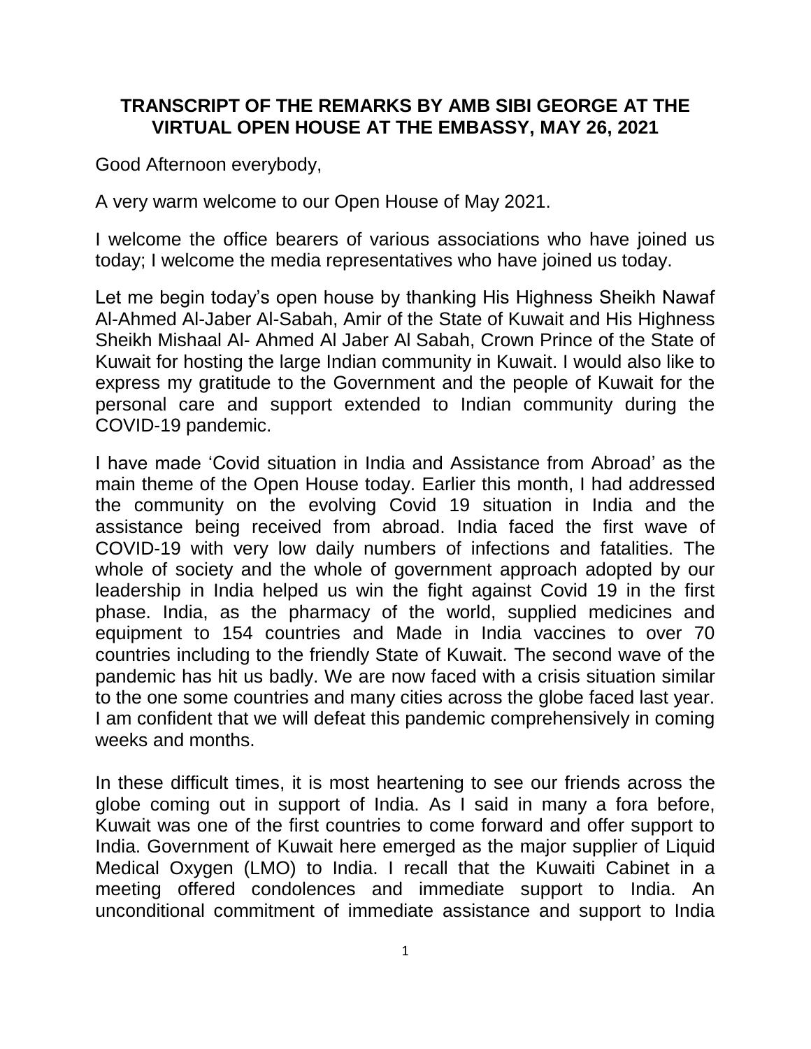## TRANSCRIPT OF THE REMARKS BY AMB SIBI GEORGE AT THE VIRTUAL OPEN HOUSE AT THE EMBASSY, MAY 26, 2021

Good Afternoon everybody,

A very warm welcome to our Open House of May 2021.

I welcome the office bearers of various associations who have joined us today; I welcome the media representatives who have joined us today.

Let me begin today's open house by thanking His Highness Sheikh Nawaf Al-Ahmed Al-Jaber Al-Sabah, Amir of the State of Kuwait and His Highness Sheikh Mishaal Al- Ahmed Al Jaber Al Sabah, Crown Prince of the State of Kuwait for hosting the large Indian community in Kuwait. I would also like to express my gratitude to the Government and the people of Kuwait for the personal care and support extended to Indian community during the COVID-19 pandemic.

I have made 'Covid situation in India and Assistance from Abroad' as the main theme of the Open House today. Earlier this month, I had addressed the community on the evolving Covid 19 situation in India and the assistance being received from abroad. India faced the first wave of COVID-19 with very low daily numbers of infections and fatalities. The whole of society and the whole of government approach adopted by our leadership in India helped us win the fight against Covid 19 in the first phase. India, as the pharmacy of the world, supplied medicines and equipment to 154 countries and Made in India vaccines to over 70 countries including to the friendly State of Kuwait. The second wave of the pandemic has hit us badly. We are now faced with a crisis situation similar to the one some countries and many cities across the globe faced last year. I am confident that we will defeat this pandemic comprehensively in coming weeks and months.

In these difficult times, it is most heartening to see our friends across the globe coming out in support of India. As I said in many a fora before, Kuwait was one of the first countries to come forward and offer support to India. Government of Kuwait here emerged as the major supplier of Liquid Medical Oxygen (LMO) to India. I recall that the Kuwaiti Cabinet in a meeting offered condolences and immediate support to India. An unconditional commitment of immediate assistance and support to India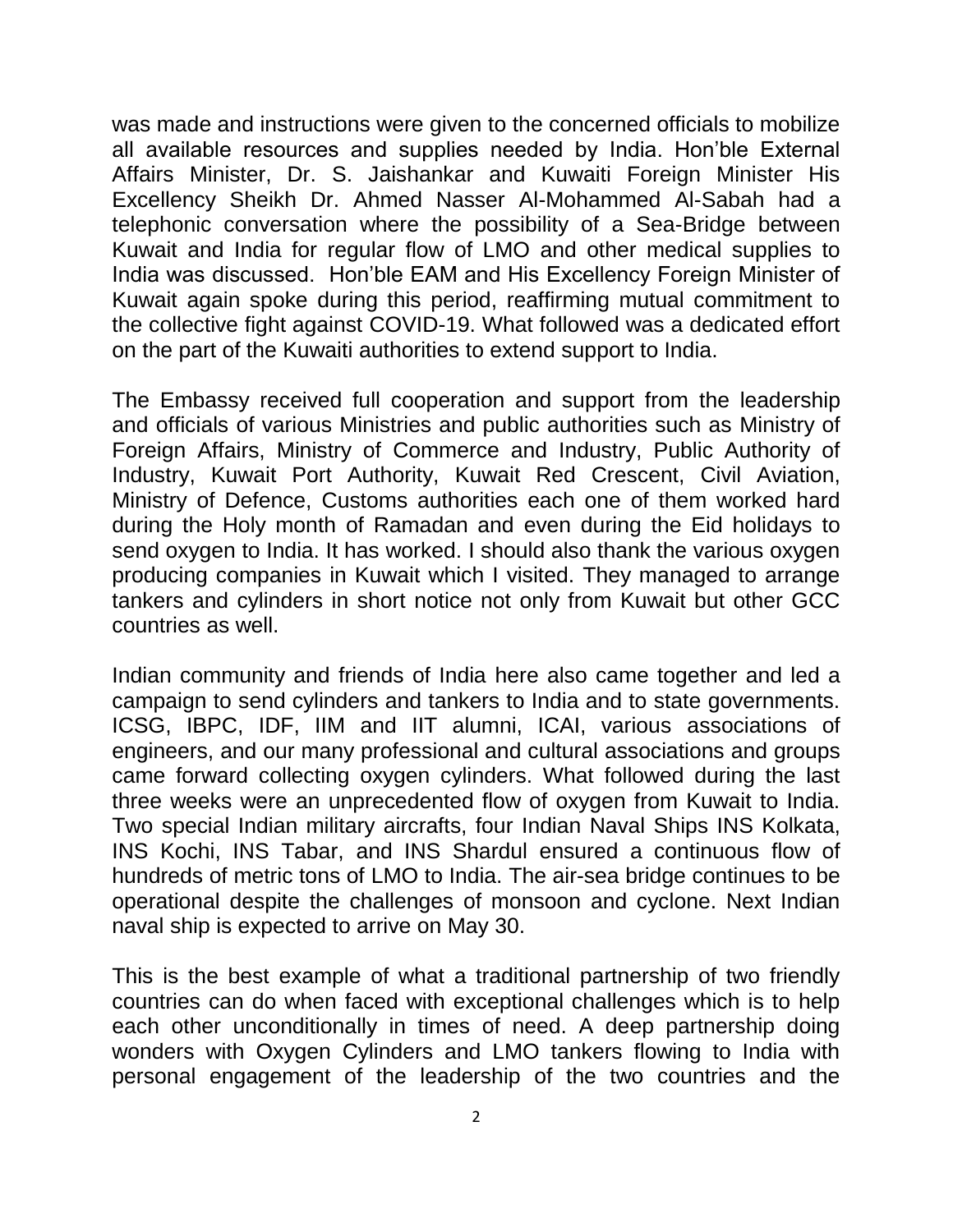was made and instructions were given to the concerned officials to mobilize all available resources and supplies needed by India. Hon'ble External Affairs Minister, Dr. S. Jaishankar and Kuwaiti Foreign Minister His Excellency Sheikh Dr. Ahmed Nasser Al-Mohammed Al-Sabah had a telephonic conversation where the possibility of a Sea-Bridge between Kuwait and India for regular flow of LMO and other medical supplies to India was discussed. Hon'ble EAM and His Excellency Foreign Minister of Kuwait again spoke during this period, reaffirming mutual commitment to the collective fight against COVID-19. What followed was a dedicated effort on the part of the Kuwaiti authorities to extend support to India.

The Embassy received full cooperation and support from the leadership and officials of various Ministries and public authorities such as Ministry of Foreign Affairs, Ministry of Commerce and Industry, Public Authority of Industry, Kuwait Port Authority, Kuwait Red Crescent, Civil Aviation, Ministry of Defence, Customs authorities each one of them worked hard during the Holy month of Ramadan and even during the Eid holidays to send oxygen to India. It has worked. I should also thank the various oxygen producing companies in Kuwait which I visited. They managed to arrange tankers and cylinders in short notice not only from Kuwait but other GCC countries as well.

Indian community and friends of India here also came together and led a campaign to send cylinders and tankers to India and to state governments. ICSG, IBPC, IDF, IIM and IIT alumni, ICAI, various associations of engineers, and our many professional and cultural associations and groups came forward collecting oxygen cylinders. What followed during the last three weeks were an unprecedented flow of oxygen from Kuwait to India. Two special Indian military aircrafts, four Indian Naval Ships INS Kolkata, INS Kochi, INS Tabar, and INS Shardul ensured a continuous flow of hundreds of metric tons of LMO to India. The air-sea bridge continues to be operational despite the challenges of monsoon and cyclone. Next Indian naval ship is expected to arrive on May 30.

This is the best example of what a traditional partnership of two friendly countries can do when faced with exceptional challenges which is to help each other unconditionally in times of need. A deep partnership doing wonders with Oxygen Cylinders and LMO tankers flowing to India with personal engagement of the leadership of the two countries and the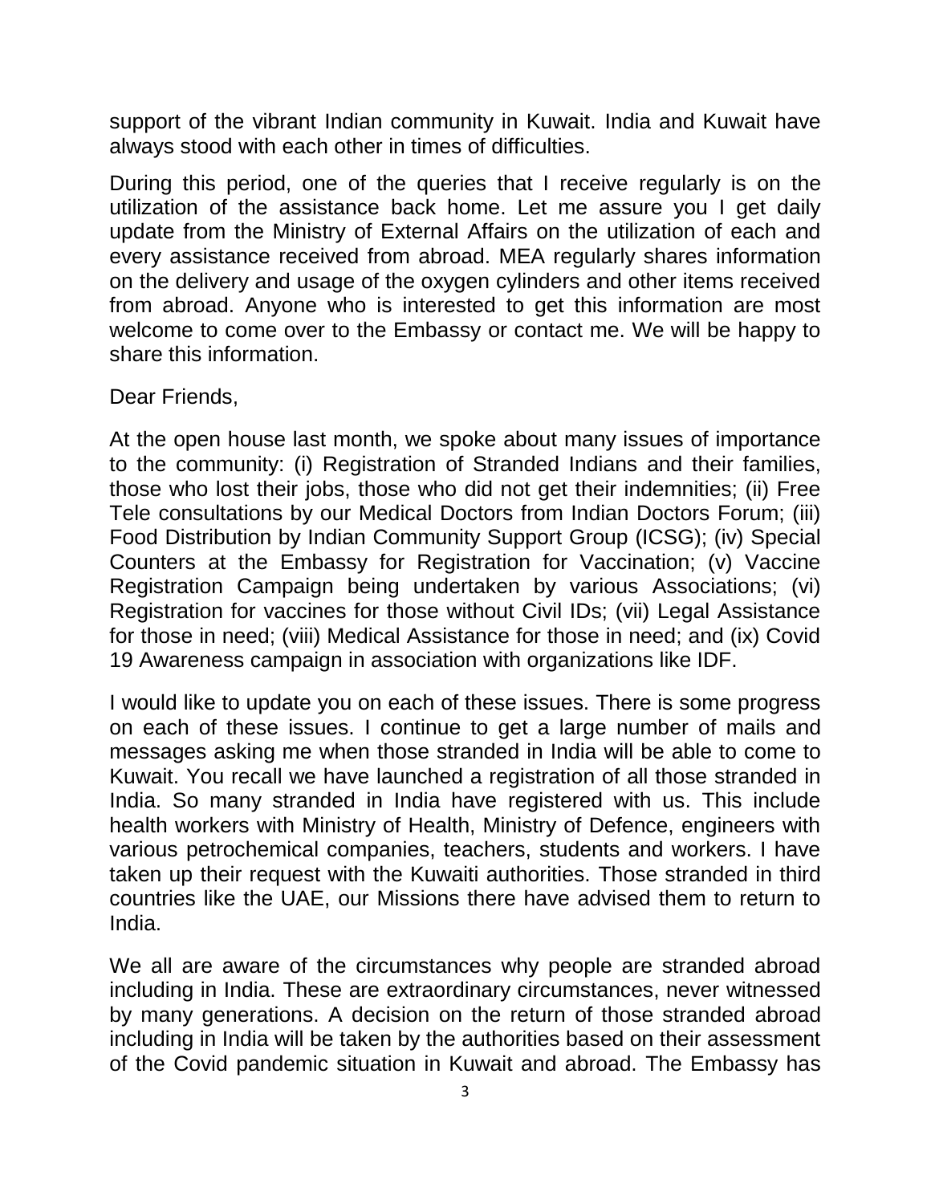support of the vibrant Indian community in Kuwait. India and Kuwait have always stood with each other in times of difficulties.

During this period, one of the queries that I receive regularly is on the utilization of the assistance back home. Let me assure you I get daily update from the Ministry of External Affairs on the utilization of each and every assistance received from abroad. MEA regularly shares information on the delivery and usage of the oxygen cylinders and other items received from abroad. Anyone who is interested to get this information are most welcome to come over to the Embassy or contact me. We will be happy to share this information.

Dear Friends,

At the open house last month, we spoke about many issues of importance to the community: (i) Registration of Stranded Indians and their families, those who lost their jobs, those who did not get their indemnities; (ii) Free Tele consultations by our Medical Doctors from Indian Doctors Forum; (iii) Food Distribution by Indian Community Support Group (ICSG); (iv) Special Counters at the Embassy for Registration for Vaccination; (v) Vaccine Registration Campaign being undertaken by various Associations; (vi) Registration for vaccines for those without Civil IDs; (vii) Legal Assistance for those in need; (viii) Medical Assistance for those in need; and (ix) Covid 19 Awareness campaign in association with organizations like IDF.

I would like to update you on each of these issues. There is some progress on each of these issues. I continue to get a large number of mails and messages asking me when those stranded in India will be able to come to Kuwait. You recall we have launched a registration of all those stranded in India. So many stranded in India have registered with us. This include health workers with Ministry of Health, Ministry of Defence, engineers with various petrochemical companies, teachers, students and workers. I have taken up their request with the Kuwaiti authorities. Those stranded in third countries like the UAE, our Missions there have advised them to return to India.

We all are aware of the circumstances why people are stranded abroad including in India. These are extraordinary circumstances, never witnessed by many generations. A decision on the return of those stranded abroad including in India will be taken by the authorities based on their assessment of the Covid pandemic situation in Kuwait and abroad. The Embassy has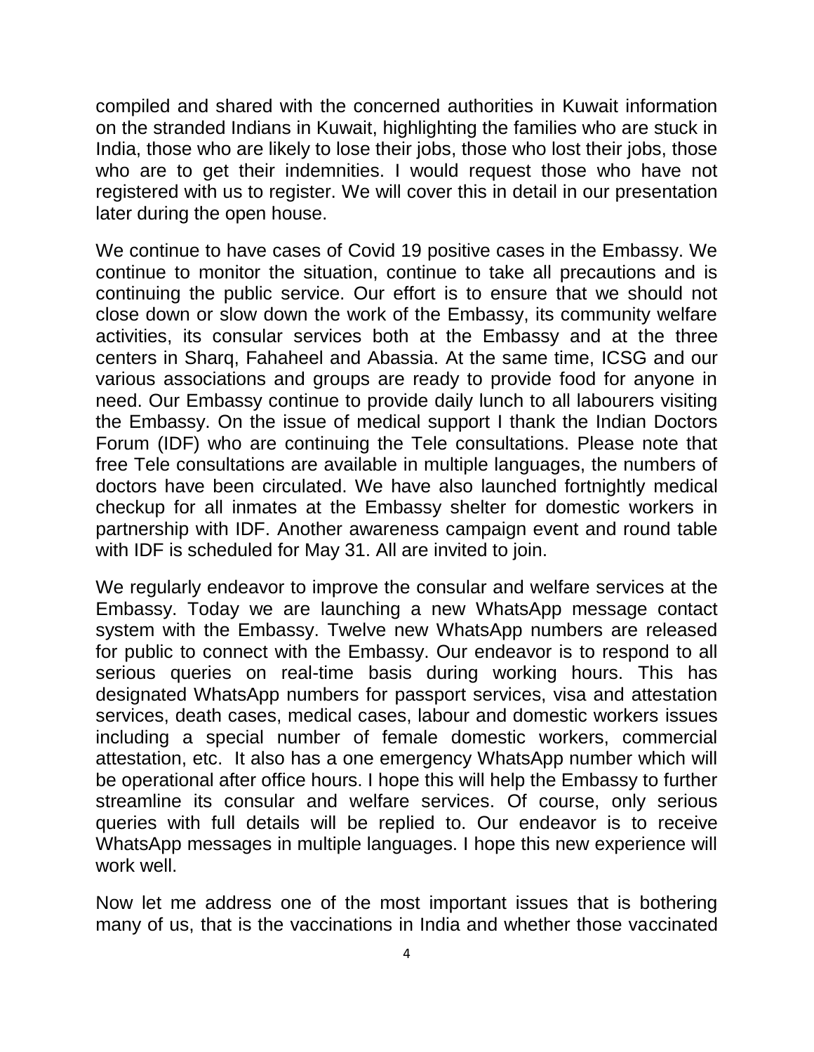compiled and shared with the concerned authorities in Kuwait information on the stranded Indians in Kuwait, highlighting the families who are stuck in India, those who are likely to lose their jobs, those who lost their jobs, those who are to get their indemnities. I would request those who have not registered with us to register. We will cover this in detail in our presentation later during the open house.

We continue to have cases of Covid 19 positive cases in the Embassy. We continue to monitor the situation, continue to take all precautions and is continuing the public service. Our effort is to ensure that we should not close down or slow down the work of the Embassy, its community welfare activities, its consular services both at the Embassy and at the three centers in Sharq, Fahaheel and Abassia. At the same time, ICSG and our various associations and groups are ready to provide food for anyone in need. Our Embassy continue to provide daily lunch to all labourers visiting the Embassy. On the issue of medical support I thank the Indian Doctors Forum (IDF) who are continuing the Tele consultations. Please note that free Tele consultations are available in multiple languages, the numbers of doctors have been circulated. We have also launched fortnightly medical checkup for all inmates at the Embassy shelter for domestic workers in partnership with IDF. Another awareness campaign event and round table with IDF is scheduled for May 31. All are invited to join.

We regularly endeavor to improve the consular and welfare services at the Embassy. Today we are launching a new WhatsApp message contact system with the Embassy. Twelve new WhatsApp numbers are released for public to connect with the Embassy. Our endeavor is to respond to all serious queries on real-time basis during working hours. This has designated WhatsApp numbers for passport services, visa and attestation services, death cases, medical cases, labour and domestic workers issues including a special number of female domestic workers, commercial attestation, etc.  It also has a one emergency WhatsApp number which will be operational after office hours. I hope this will help the Embassy to further streamline its consular and welfare services. Of course, only serious queries with full details will be replied to. Our endeavor is to receive WhatsApp messages in multiple languages. I hope this new experience will work well.

Now let me address one of the most important issues that is bothering many of us, that is the vaccinations in India and whether those vaccinated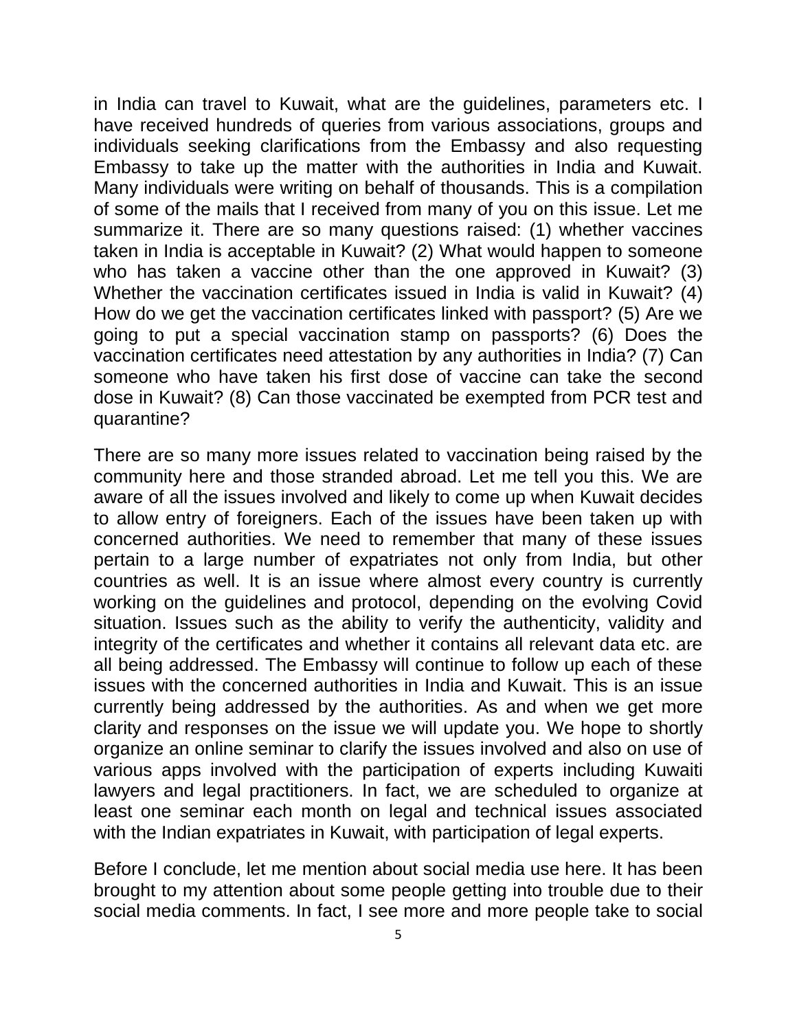in India can travel to Kuwait, what are the guidelines, parameters etc. I have received hundreds of queries from various associations, groups and individuals seeking clarifications from the Embassy and also requesting Embassy to take up the matter with the authorities in India and Kuwait. Many individuals were writing on behalf of thousands. This is a compilation of some of the mails that I received from many of you on this issue. Let me summarize it. There are so many questions raised: (1) whether vaccines taken in India is acceptable in Kuwait? (2) What would happen to someone who has taken a vaccine other than the one approved in Kuwait? (3) Whether the vaccination certificates issued in India is valid in Kuwait? (4) How do we get the vaccination certificates linked with passport? (5) Are we going to put a special vaccination stamp on passports? (6) Does the vaccination certificates need attestation by any authorities in India? (7) Can someone who have taken his first dose of vaccine can take the second dose in Kuwait? (8) Can those vaccinated be exempted from PCR test and quarantine?

There are so many more issues related to vaccination being raised by the community here and those stranded abroad. Let me tell you this. We are aware of all the issues involved and likely to come up when Kuwait decides to allow entry of foreigners. Each of the issues have been taken up with concerned authorities. We need to remember that many of these issues pertain to a large number of expatriates not only from India, but other countries as well. It is an issue where almost every country is currently working on the guidelines and protocol, depending on the evolving Covid situation. Issues such as the ability to verify the authenticity, validity and integrity of the certificates and whether it contains all relevant data etc. are all being addressed. The Embassy will continue to follow up each of these issues with the concerned authorities in India and Kuwait. This is an issue currently being addressed by the authorities. As and when we get more clarity and responses on the issue we will update you. We hope to shortly organize an online seminar to clarify the issues involved and also on use of various apps involved with the participation of experts including Kuwaiti lawyers and legal practitioners. In fact, we are scheduled to organize at least one seminar each month on legal and technical issues associated with the Indian expatriates in Kuwait, with participation of legal experts.

Before I conclude, let me mention about social media use here. It has been brought to my attention about some people getting into trouble due to their social media comments. In fact, I see more and more people take to social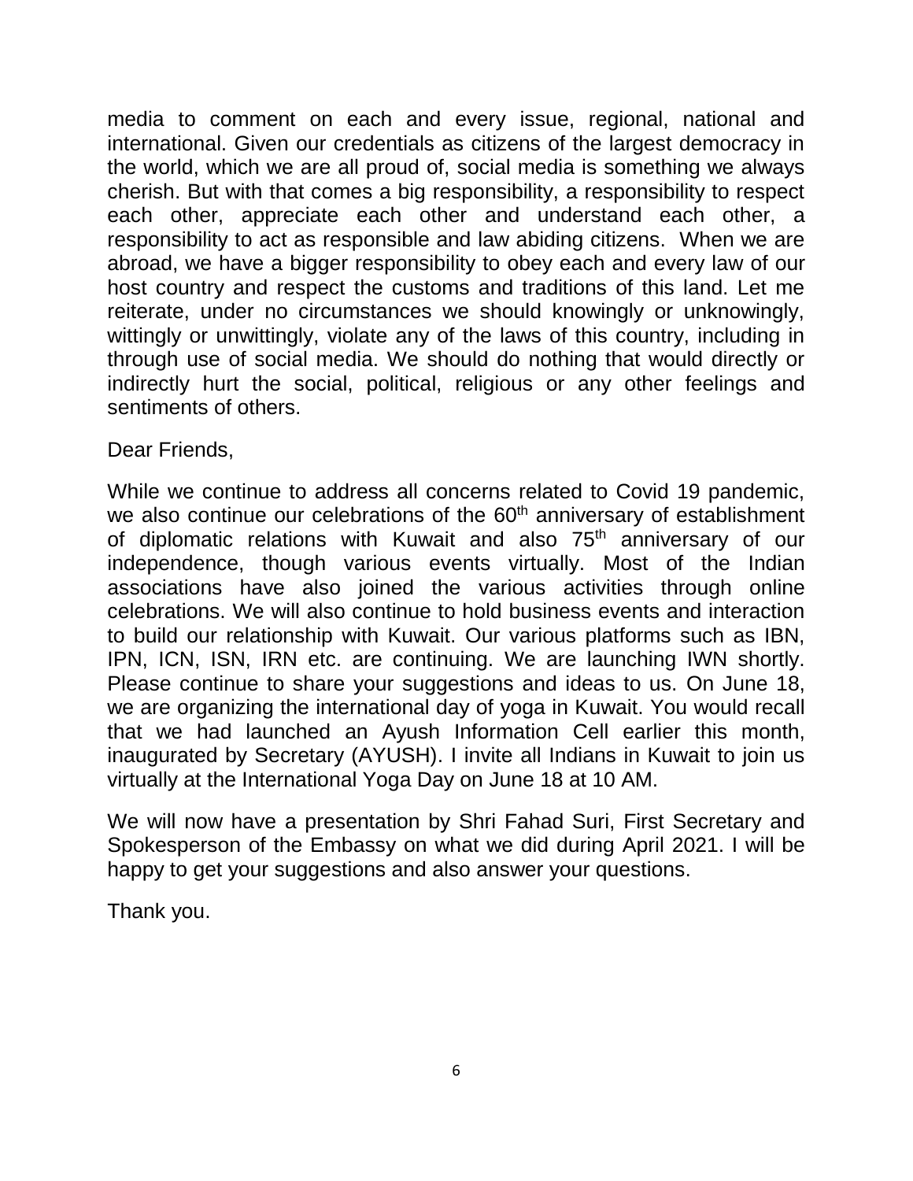media to comment on each and every issue, regional, national and international. Given our credentials as citizens of the largest democracy in the world, which we are all proud of, social media is something we always cherish. But with that comes a big responsibility, a responsibility to respect each other, appreciate each other and understand each other, a responsibility to act as responsible and law abiding citizens. When we are abroad, we have a bigger responsibility to obey each and every law of our host country and respect the customs and traditions of this land. Let me reiterate, under no circumstances we should knowingly or unknowingly, wittingly or unwittingly, violate any of the laws of this country, including in through use of social media. We should do nothing that would directly or indirectly hurt the social, political, religious or any other feelings and sentiments of others.

Dear Friends,

While we continue to address all concerns related to Covid 19 pandemic, we also continue our celebrations of the 60th anniversary of establishment of diplomatic relations with Kuwait and also 75th anniversary of our independence, though various events virtually. Most of the Indian associations have also joined the various activities through online celebrations. We will also continue to hold business events and interaction to build our relationship with Kuwait. Our various platforms such as IBN, IPN, ICN, ISN, IRN etc. are continuing. We are launching IWN shortly. Please continue to share your suggestions and ideas to us. On June 18, we are organizing the international day of yoga in Kuwait. You would recall that we had launched an Ayush Information Cell earlier this month, inaugurated by Secretary (AYUSH). I invite all Indians in Kuwait to join us virtually at the International Yoga Day on June 18 at 10 AM.

We will now have a presentation by Shri Fahad Suri, First Secretary and Spokesperson of the Embassy on what we did during April 2021. I will be happy to get your suggestions and also answer your questions.

Thank you.